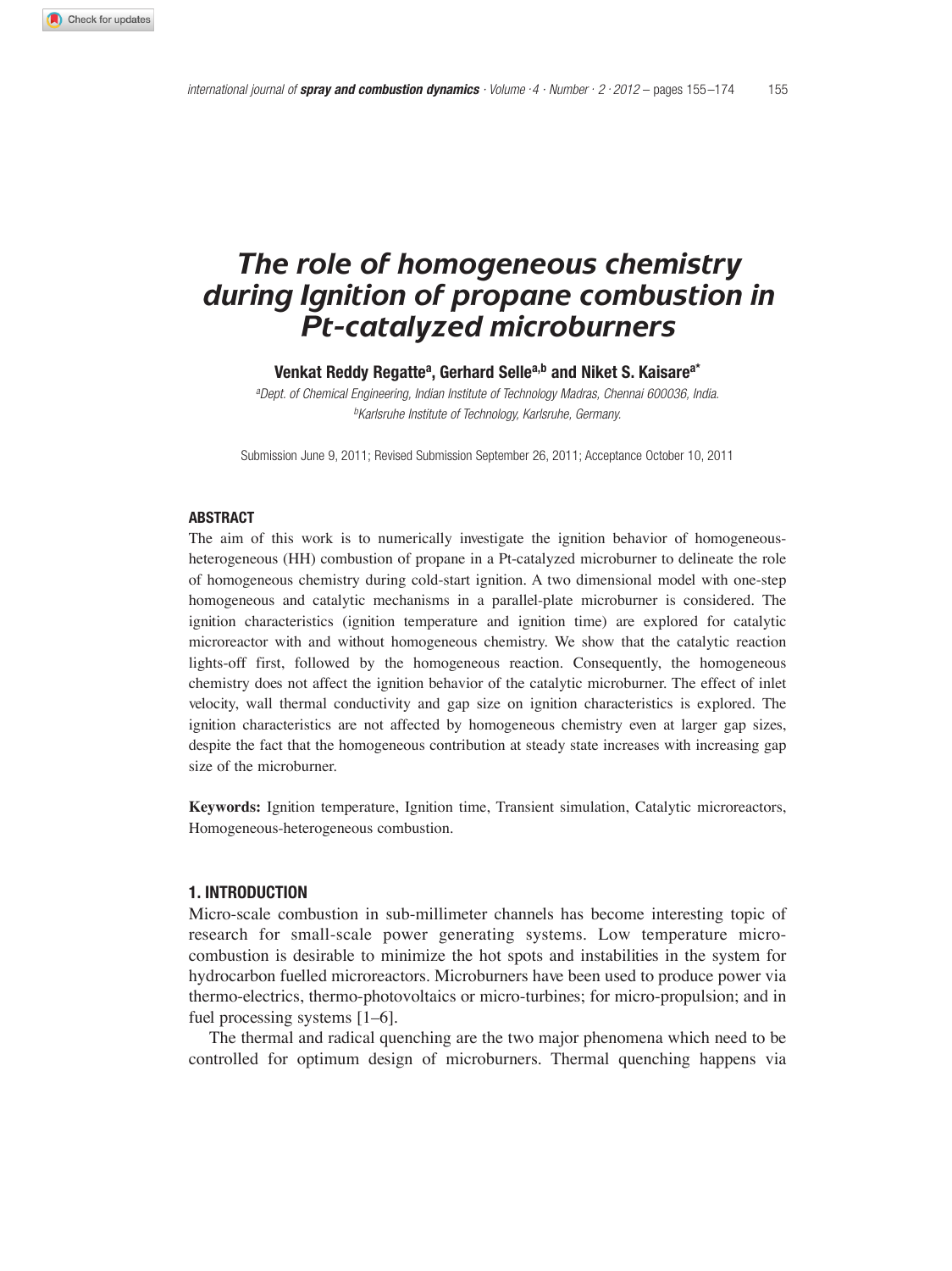# The role of homogeneous chemistry during Ignition of propane combustion in Pt-catalyzed microburners

**Venkat Reddy Regatte[a], Gerhard Selle[a,b] and Niket S. Kaisare[a*]**

[a]*Dept. of Chemical Engineering, Indian Institute of Technology Madras, Chennai 600036, India.*
[b]*Karlsruhe Institute of Technology, Karlsruhe, Germany.*

Submission June 9, 2011; Revised Submission September 26, 2011; Acceptance October 10, 2011

## ABSTRACT

The aim of this work is to numerically investigate the ignition behavior of homogeneous-heterogeneous (HH) combustion of propane in a Pt-catalyzed microburner to delineate the role of homogeneous chemistry during cold-start ignition. A two dimensional model with one-step homogeneous and catalytic mechanisms in a parallel-plate microburner is considered. The ignition characteristics (ignition temperature and ignition time) are explored for catalytic microreactor with and without homogeneous chemistry. We show that the catalytic reaction lights-off first, followed by the homogeneous reaction. Consequently, the homogeneous chemistry does not affect the ignition behavior of the catalytic microburner. The effect of inlet velocity, wall thermal conductivity and gap size on ignition characteristics is explored. The ignition characteristics are not affected by homogeneous chemistry even at larger gap sizes, despite the fact that the homogeneous contribution at steady state increases with increasing gap size of the microburner.

**Keywords:** Ignition temperature, Ignition time, Transient simulation, Catalytic microreactors, Homogeneous-heterogeneous combustion.

## 1. INTRODUCTION

Micro-scale combustion in sub-millimeter channels has become interesting topic of research for small-scale power generating systems. Low temperature micro-combustion is desirable to minimize the hot spots and instabilities in the system for hydrocarbon fuelled microreactors. Microburners have been used to produce power via thermo-electrics, thermo-photovoltaics or micro-turbines; for micro-propulsion; and in fuel processing systems [1–6].

The thermal and radical quenching are the two major phenomena which need to be controlled for optimum design of microburners. Thermal quenching happens via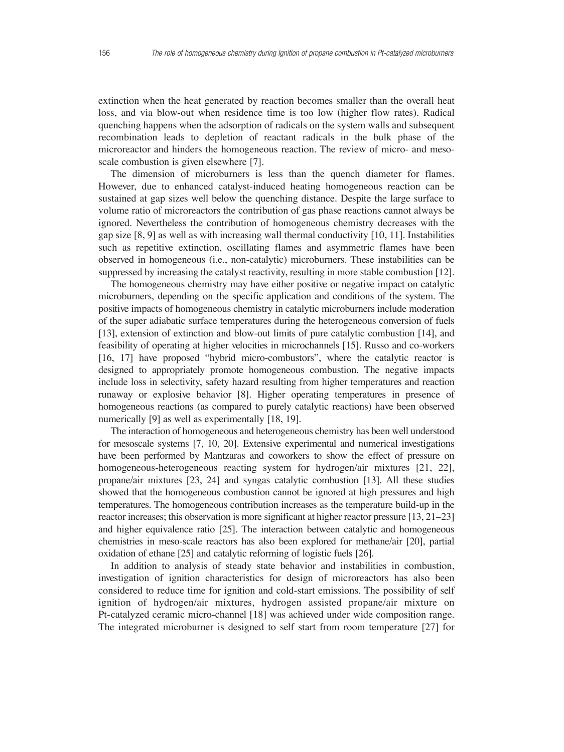extinction when the heat generated by reaction becomes smaller than the overall heat loss, and via blow-out when residence time is too low (higher flow rates). Radical quenching happens when the adsorption of radicals on the system walls and subsequent recombination leads to depletion of reactant radicals in the bulk phase of the microreactor and hinders the homogeneous reaction. The review of micro- and meso-scale combustion is given elsewhere [7].

The dimension of microburners is less than the quench diameter for flames. However, due to enhanced catalyst-induced heating homogeneous reaction can be sustained at gap sizes well below the quenching distance. Despite the large surface to volume ratio of microreactors the contribution of gas phase reactions cannot always be ignored. Nevertheless the contribution of homogeneous chemistry decreases with the gap size [8, 9] as well as with increasing wall thermal conductivity [10, 11]. Instabilities such as repetitive extinction, oscillating flames and asymmetric flames have been observed in homogeneous (i.e., non-catalytic) microburners. These instabilities can be suppressed by increasing the catalyst reactivity, resulting in more stable combustion [12].

The homogeneous chemistry may have either positive or negative impact on catalytic microburners, depending on the specific application and conditions of the system. The positive impacts of homogeneous chemistry in catalytic microburners include moderation of the super adiabatic surface temperatures during the heterogeneous conversion of fuels [13], extension of extinction and blow-out limits of pure catalytic combustion [14], and feasibility of operating at higher velocities in microchannels [15]. Russo and co-workers [16, 17] have proposed "hybrid micro-combustors", where the catalytic reactor is designed to appropriately promote homogeneous combustion. The negative impacts include loss in selectivity, safety hazard resulting from higher temperatures and reaction runaway or explosive behavior [8]. Higher operating temperatures in presence of homogeneous reactions (as compared to purely catalytic reactions) have been observed numerically [9] as well as experimentally [18, 19].

The interaction of homogeneous and heterogeneous chemistry has been well understood for mesoscale systems [7, 10, 20]. Extensive experimental and numerical investigations have been performed by Mantzaras and coworkers to show the effect of pressure on homogeneous-heterogeneous reacting system for hydrogen/air mixtures [21, 22], propane/air mixtures [23, 24] and syngas catalytic combustion [13]. All these studies showed that the homogeneous combustion cannot be ignored at high pressures and high temperatures. The homogeneous contribution increases as the temperature build-up in the reactor increases; this observation is more significant at higher reactor pressure [13, 21–23] and higher equivalence ratio [25]. The interaction between catalytic and homogeneous chemistries in meso-scale reactors has also been explored for methane/air [20], partial oxidation of ethane [25] and catalytic reforming of logistic fuels [26].

In addition to analysis of steady state behavior and instabilities in combustion, investigation of ignition characteristics for design of microreactors has also been considered to reduce time for ignition and cold-start emissions. The possibility of self ignition of hydrogen/air mixtures, hydrogen assisted propane/air mixture on Pt-catalyzed ceramic micro-channel [18] was achieved under wide composition range. The integrated microburner is designed to self start from room temperature [27] for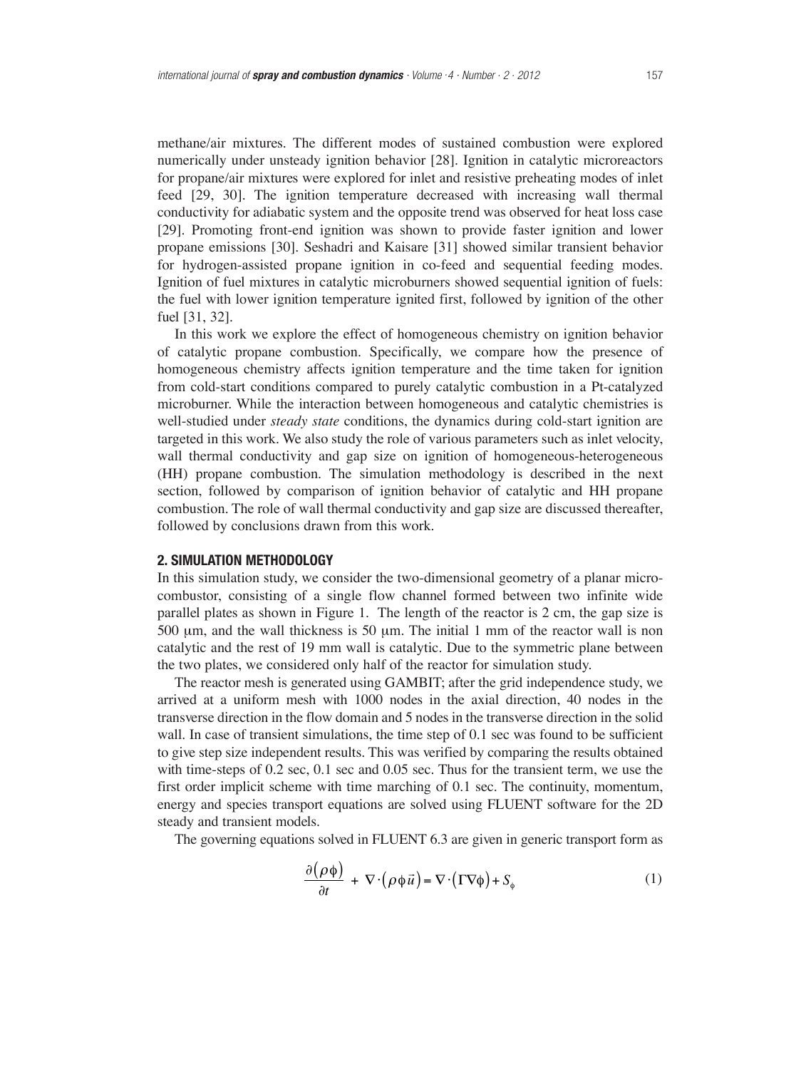methane/air mixtures. The different modes of sustained combustion were explored numerically under unsteady ignition behavior [28]. Ignition in catalytic microreactors for propane/air mixtures were explored for inlet and resistive preheating modes of inlet feed [29, 30]. The ignition temperature decreased with increasing wall thermal conductivity for adiabatic system and the opposite trend was observed for heat loss case [29]. Promoting front-end ignition was shown to provide faster ignition and lower propane emissions [30]. Seshadri and Kaisare [31] showed similar transient behavior for hydrogen-assisted propane ignition in co-feed and sequential feeding modes. Ignition of fuel mixtures in catalytic microburners showed sequential ignition of fuels: the fuel with lower ignition temperature ignited first, followed by ignition of the other fuel [31, 32].

In this work we explore the effect of homogeneous chemistry on ignition behavior of catalytic propane combustion. Specifically, we compare how the presence of homogeneous chemistry affects ignition temperature and the time taken for ignition from cold-start conditions compared to purely catalytic combustion in a Pt-catalyzed microburner. While the interaction between homogeneous and catalytic chemistries is well-studied under *steady state* conditions, the dynamics during cold-start ignition are targeted in this work. We also study the role of various parameters such as inlet velocity, wall thermal conductivity and gap size on ignition of homogeneous-heterogeneous (HH) propane combustion. The simulation methodology is described in the next section, followed by comparison of ignition behavior of catalytic and HH propane combustion. The role of wall thermal conductivity and gap size are discussed thereafter, followed by conclusions drawn from this work.

## 2. SIMULATION METHODOLOGY

In this simulation study, we consider the two-dimensional geometry of a planar micro-combustor, consisting of a single flow channel formed between two infinite wide parallel plates as shown in Figure 1. The length of the reactor is 2 cm, the gap size is 500 μm, and the wall thickness is 50 μm. The initial 1 mm of the reactor wall is non catalytic and the rest of 19 mm wall is catalytic. Due to the symmetric plane between the two plates, we considered only half of the reactor for simulation study.

The reactor mesh is generated using GAMBIT; after the grid independence study, we arrived at a uniform mesh with 1000 nodes in the axial direction, 40 nodes in the transverse direction in the flow domain and 5 nodes in the transverse direction in the solid wall. In case of transient simulations, the time step of 0.1 sec was found to be sufficient to give step size independent results. This was verified by comparing the results obtained with time-steps of 0.2 sec, 0.1 sec and 0.05 sec. Thus for the transient term, we use the first order implicit scheme with time marching of 0.1 sec. The continuity, momentum, energy and species transport equations are solved using FLUENT software for the 2D steady and transient models.

The governing equations solved in FLUENT 6.3 are given in generic transport form as

$$\frac{\partial(\rho\phi)}{\partial t} + \nabla\cdot(\rho\phi\vec{u}) = \nabla\cdot(\Gamma\nabla\phi) + S_{\phi} \tag{1}$$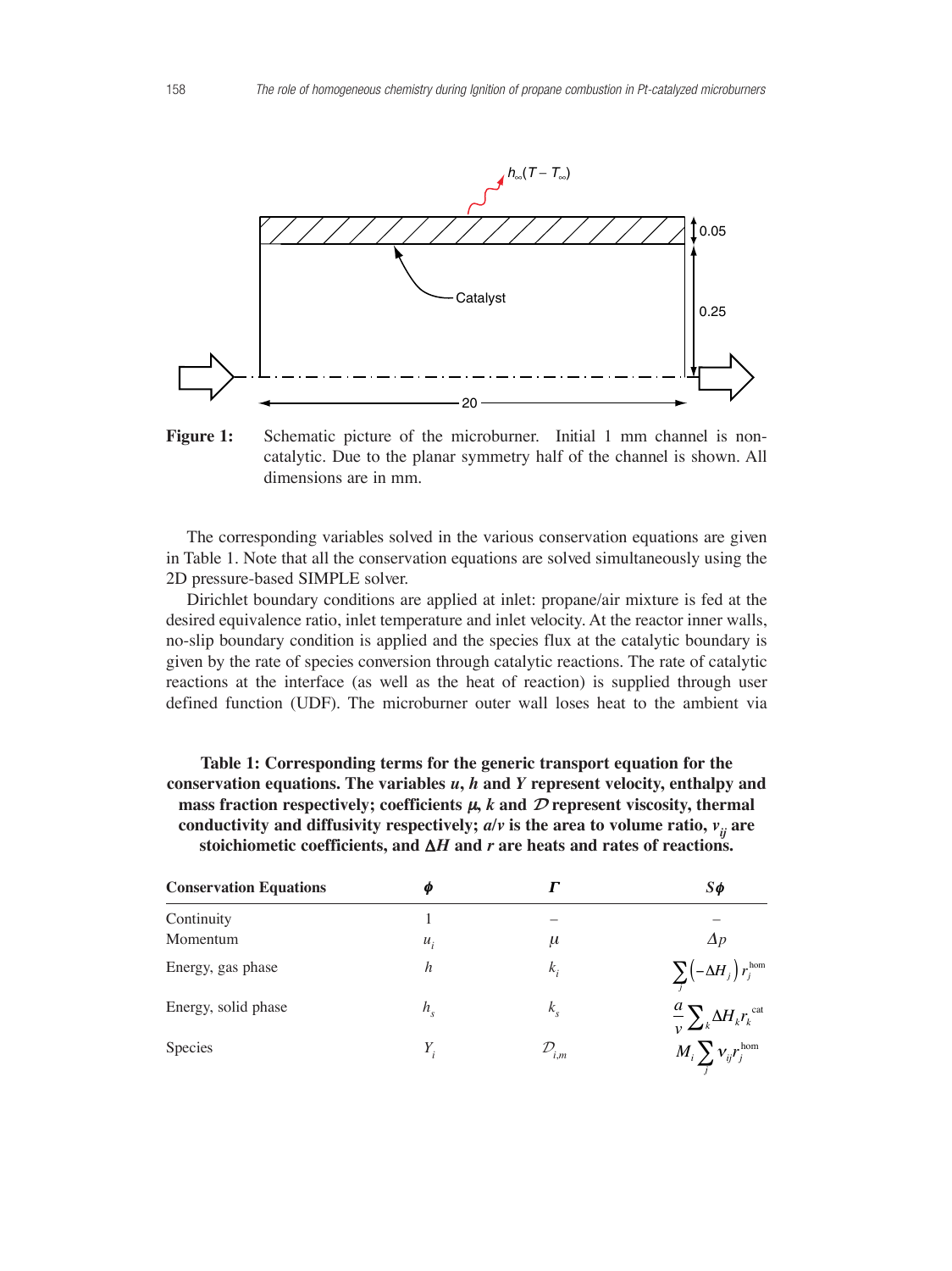**Figure 1:** Schematic picture of the microburner. Initial 1 mm channel is non-catalytic. Due to the planar symmetry half of the channel is shown. All dimensions are in mm.

The corresponding variables solved in the various conservation equations are given in Table 1. Note that all the conservation equations are solved simultaneously using the 2D pressure-based SIMPLE solver.

Dirichlet boundary conditions are applied at inlet: propane/air mixture is fed at the desired equivalence ratio, inlet temperature and inlet velocity. At the reactor inner walls, no-slip boundary condition is applied and the species flux at the catalytic boundary is given by the rate of species conversion through catalytic reactions. The rate of catalytic reactions at the interface (as well as the heat of reaction) is supplied through user defined function (UDF). The microburner outer wall loses heat to the ambient via

**Table 1: Corresponding terms for the generic transport equation for the conservation equations. The variables $u$, $h$ and $Y$ represent velocity, enthalpy and mass fraction respectively; coefficients $\mu$, $k$ and $\mathcal{D}$ represent viscosity, thermal conductivity and diffusivity respectively; $a/v$ is the area to volume ratio, $v_{ij}$ are stoichiometic coefficients, and $\Delta H$ and $r$ are heats and rates of reactions.**

| Conservation Equations | $\phi$ | $\Gamma$ | $S\phi$ |
|---|---|---|---|
| Continuity | 1 | – | – |
| Momentum | $u_i$ | $\mu$ | $\Delta p$ |
| Energy, gas phase | $h$ | $k_i$ | $\sum_j \left(-\Delta H_j\right) r_j^{\text{hom}}$ |
| Energy, solid phase | $h_s$ | $k_s$ | $\frac{a}{v} \sum_k \Delta H_k r_k^{\text{cat}}$ |
| Species | $Y_i$ | $\mathcal{D}_{i,m}$ | $M_i \sum_j \nu_{ij} r_j^{\text{hom}}$ |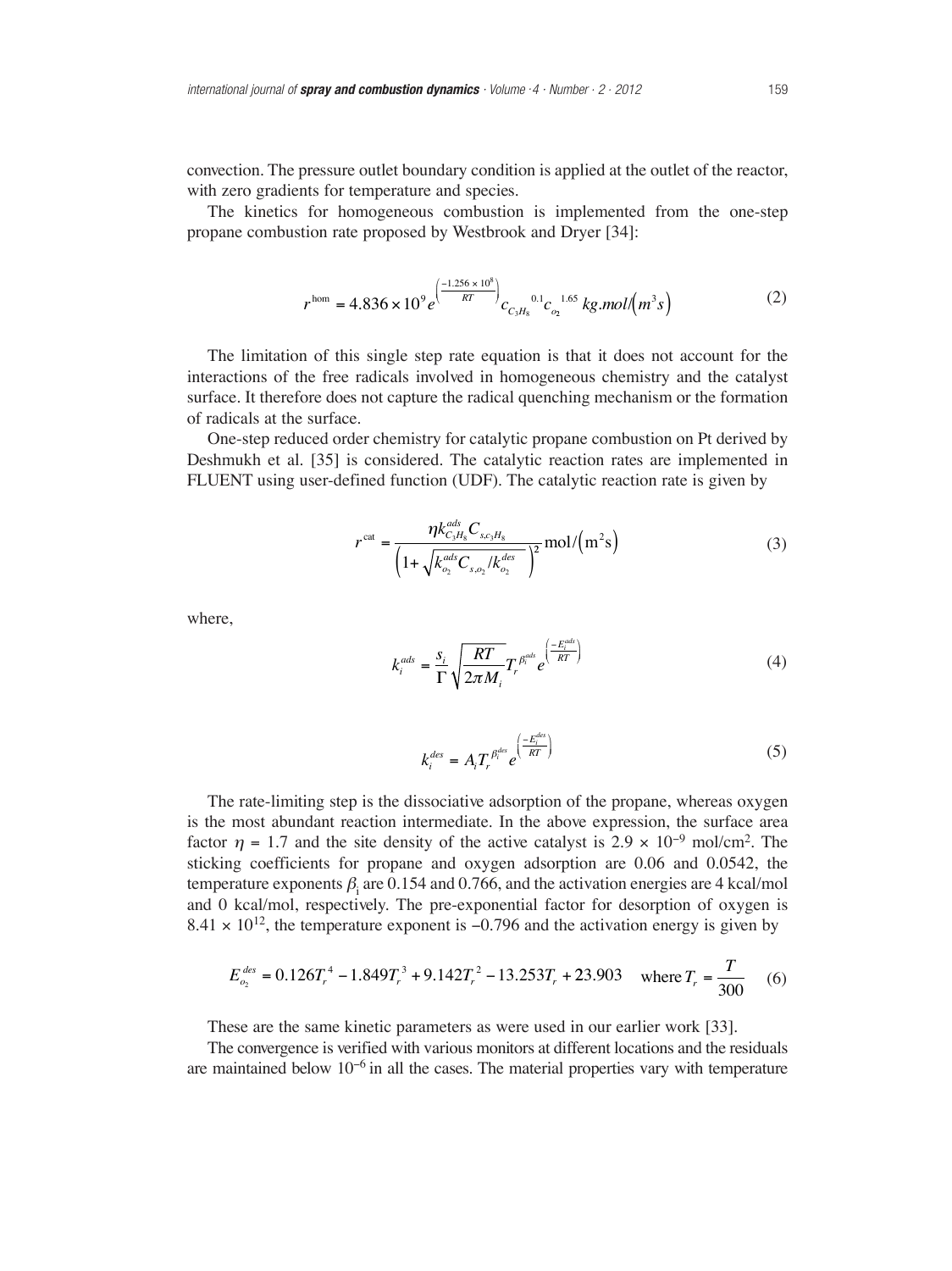convection. The pressure outlet boundary condition is applied at the outlet of the reactor, with zero gradients for temperature and species.

The kinetics for homogeneous combustion is implemented from the one-step propane combustion rate proposed by Westbrook and Dryer [34]:

$$r^{\text{hom}} = 4.836 \times 10^{9} e^{\left(\frac{-1.256 \times 10^{8}}{RT}\right)} c_{C_3H_8}{}^{0.1} c_{o_2}{}^{1.65}\ kg.mol/\left(m^3 s\right) \tag{2}$$

The limitation of this single step rate equation is that it does not account for the interactions of the free radicals involved in homogeneous chemistry and the catalyst surface. It therefore does not capture the radical quenching mechanism or the formation of radicals at the surface.

One-step reduced order chemistry for catalytic propane combustion on Pt derived by Deshmukh et al. [35] is considered. The catalytic reaction rates are implemented in FLUENT using user-defined function (UDF). The catalytic reaction rate is given by

$$r^{\text{cat}} = \frac{\eta k_{C_3H_8}^{ads} C_{s,c_3H_8}}{\left(1 + \sqrt{k_{o_2}^{ads} C_{s,o_2} / k_{o_2}^{des}}\right)^2} \text{mol}/\left(\text{m}^2\text{s}\right) \tag{3}$$

where,

$$k_i^{ads} = \frac{s_i}{\Gamma}\sqrt{\frac{RT}{2\pi M_i}} T_r^{\beta_i^{ads}} e^{\left(\frac{-E_i^{ads}}{RT}\right)} \tag{4}$$

$$k_i^{des} = A_i T_r^{\beta_i^{des}} e^{\left(\frac{-E_i^{des}}{RT}\right)} \tag{5}$$

The rate-limiting step is the dissociative adsorption of the propane, whereas oxygen is the most abundant reaction intermediate. In the above expression, the surface area factor $\eta = 1.7$ and the site density of the active catalyst is $2.9 \times 10^{-9}$ mol/cm$^2$. The sticking coefficients for propane and oxygen adsorption are 0.06 and 0.0542, the temperature exponents $\beta_i$ are 0.154 and 0.766, and the activation energies are 4 kcal/mol and 0 kcal/mol, respectively. The pre-exponential factor for desorption of oxygen is $8.41 \times 10^{12}$, the temperature exponent is $-0.796$ and the activation energy is given by

$$E_{o_2}^{des} = 0.126T_r^4 - 1.849T_r^3 + 9.142T_r^2 - 13.253T_r + 23.903 \quad \text{where } T_r = \frac{T}{300} \tag{6}$$

These are the same kinetic parameters as were used in our earlier work [33].

The convergence is verified with various monitors at different locations and the residuals are maintained below $10^{-6}$ in all the cases. The material properties vary with temperature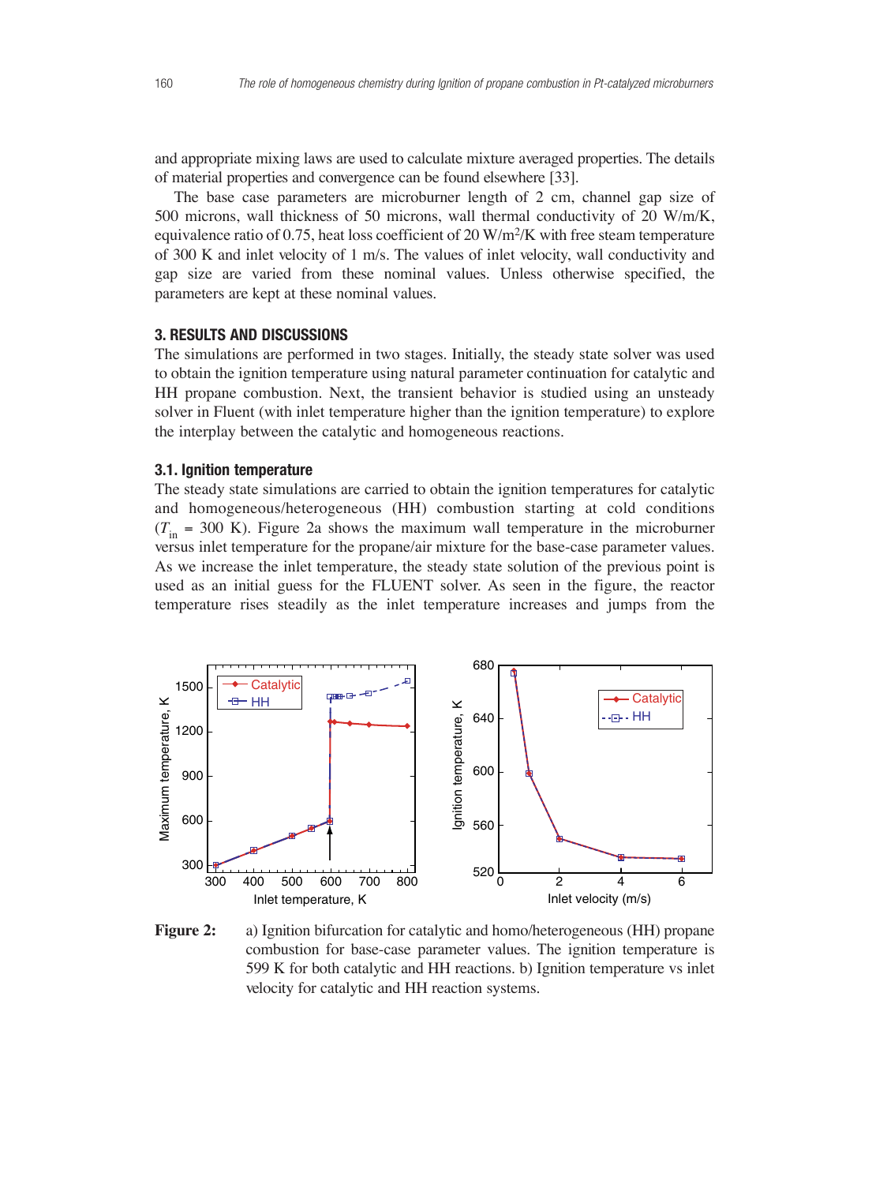and appropriate mixing laws are used to calculate mixture averaged properties. The details of material properties and convergence can be found elsewhere [33].

The base case parameters are microburner length of 2 cm, channel gap size of 500 microns, wall thickness of 50 microns, wall thermal conductivity of 20 W/m/K, equivalence ratio of 0.75, heat loss coefficient of 20 W/m$^2$/K with free steam temperature of 300 K and inlet velocity of 1 m/s. The values of inlet velocity, wall conductivity and gap size are varied from these nominal values. Unless otherwise specified, the parameters are kept at these nominal values.

## 3. RESULTS AND DISCUSSIONS

The simulations are performed in two stages. Initially, the steady state solver was used to obtain the ignition temperature using natural parameter continuation for catalytic and HH propane combustion. Next, the transient behavior is studied using an unsteady solver in Fluent (with inlet temperature higher than the ignition temperature) to explore the interplay between the catalytic and homogeneous reactions.

### 3.1. Ignition temperature

The steady state simulations are carried to obtain the ignition temperatures for catalytic and homogeneous/heterogeneous (HH) combustion starting at cold conditions ($T_{in}$ = 300 K). Figure 2a shows the maximum wall temperature in the microburner versus inlet temperature for the propane/air mixture for the base-case parameter values. As we increase the inlet temperature, the steady state solution of the previous point is used as an initial guess for the FLUENT solver. As seen in the figure, the reactor temperature rises steadily as the inlet temperature increases and jumps from the

**Figure 2:** a) Ignition bifurcation for catalytic and homo/heterogeneous (HH) propane combustion for base-case parameter values. The ignition temperature is 599 K for both catalytic and HH reactions. b) Ignition temperature vs inlet velocity for catalytic and HH reaction systems.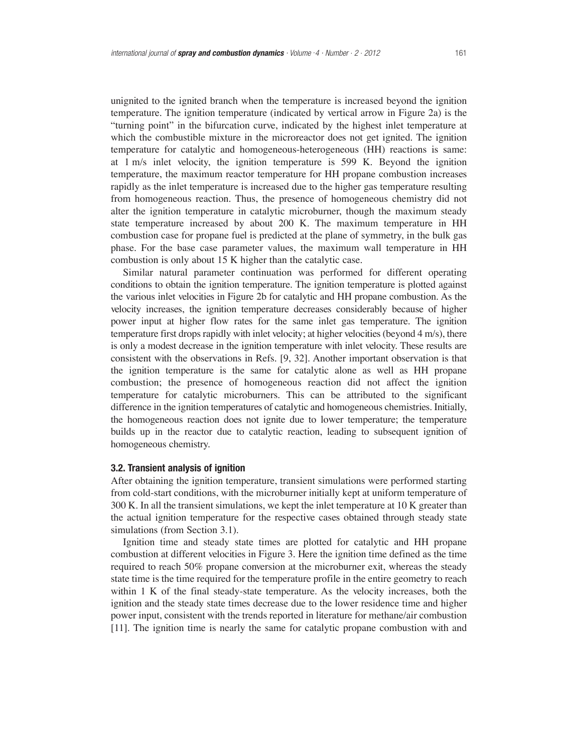unignited to the ignited branch when the temperature is increased beyond the ignition temperature. The ignition temperature (indicated by vertical arrow in Figure 2a) is the "turning point" in the bifurcation curve, indicated by the highest inlet temperature at which the combustible mixture in the microreactor does not get ignited. The ignition temperature for catalytic and homogeneous-heterogeneous (HH) reactions is same: at 1 m/s inlet velocity, the ignition temperature is 599 K. Beyond the ignition temperature, the maximum reactor temperature for HH propane combustion increases rapidly as the inlet temperature is increased due to the higher gas temperature resulting from homogeneous reaction. Thus, the presence of homogeneous chemistry did not alter the ignition temperature in catalytic microburner, though the maximum steady state temperature increased by about 200 K. The maximum temperature in HH combustion case for propane fuel is predicted at the plane of symmetry, in the bulk gas phase. For the base case parameter values, the maximum wall temperature in HH combustion is only about 15 K higher than the catalytic case.

Similar natural parameter continuation was performed for different operating conditions to obtain the ignition temperature. The ignition temperature is plotted against the various inlet velocities in Figure 2b for catalytic and HH propane combustion. As the velocity increases, the ignition temperature decreases considerably because of higher power input at higher flow rates for the same inlet gas temperature. The ignition temperature first drops rapidly with inlet velocity; at higher velocities (beyond 4 m/s), there is only a modest decrease in the ignition temperature with inlet velocity. These results are consistent with the observations in Refs. [9, 32]. Another important observation is that the ignition temperature is the same for catalytic alone as well as HH propane combustion; the presence of homogeneous reaction did not affect the ignition temperature for catalytic microburners. This can be attributed to the significant difference in the ignition temperatures of catalytic and homogeneous chemistries. Initially, the homogeneous reaction does not ignite due to lower temperature; the temperature builds up in the reactor due to catalytic reaction, leading to subsequent ignition of homogeneous chemistry.

### 3.2. Transient analysis of ignition

After obtaining the ignition temperature, transient simulations were performed starting from cold-start conditions, with the microburner initially kept at uniform temperature of 300 K. In all the transient simulations, we kept the inlet temperature at 10 K greater than the actual ignition temperature for the respective cases obtained through steady state simulations (from Section 3.1).

Ignition time and steady state times are plotted for catalytic and HH propane combustion at different velocities in Figure 3. Here the ignition time defined as the time required to reach 50% propane conversion at the microburner exit, whereas the steady state time is the time required for the temperature profile in the entire geometry to reach within 1 K of the final steady-state temperature. As the velocity increases, both the ignition and the steady state times decrease due to the lower residence time and higher power input, consistent with the trends reported in literature for methane/air combustion [11]. The ignition time is nearly the same for catalytic propane combustion with and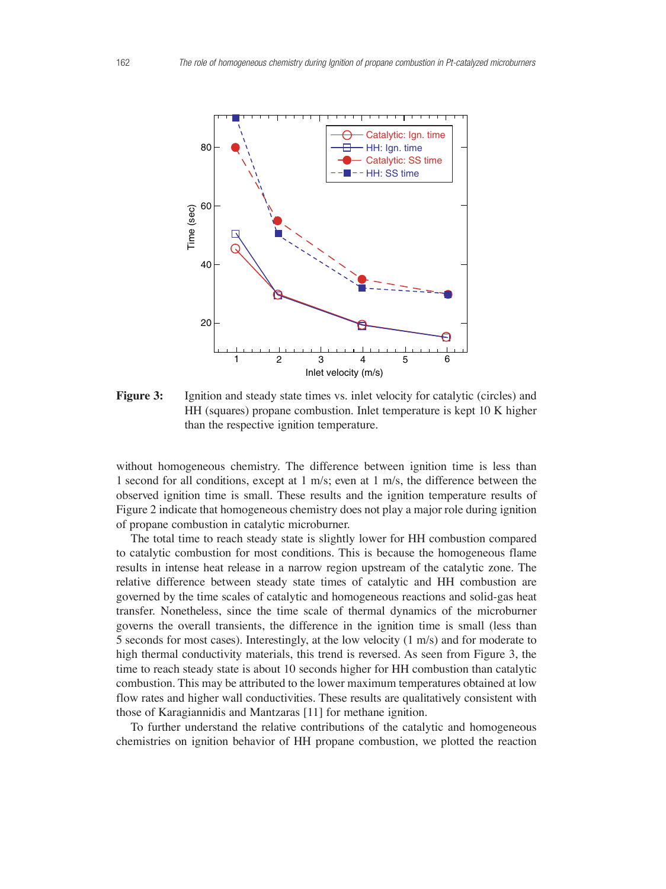**Figure 3:** Ignition and steady state times vs. inlet velocity for catalytic (circles) and HH (squares) propane combustion. Inlet temperature is kept 10 K higher than the respective ignition temperature.

without homogeneous chemistry. The difference between ignition time is less than 1 second for all conditions, except at 1 m/s; even at 1 m/s, the difference between the observed ignition time is small. These results and the ignition temperature results of Figure 2 indicate that homogeneous chemistry does not play a major role during ignition of propane combustion in catalytic microburner.

The total time to reach steady state is slightly lower for HH combustion compared to catalytic combustion for most conditions. This is because the homogeneous flame results in intense heat release in a narrow region upstream of the catalytic zone. The relative difference between steady state times of catalytic and HH combustion are governed by the time scales of catalytic and homogeneous reactions and solid-gas heat transfer. Nonetheless, since the time scale of thermal dynamics of the microburner governs the overall transients, the difference in the ignition time is small (less than 5 seconds for most cases). Interestingly, at the low velocity (1 m/s) and for moderate to high thermal conductivity materials, this trend is reversed. As seen from Figure 3, the time to reach steady state is about 10 seconds higher for HH combustion than catalytic combustion. This may be attributed to the lower maximum temperatures obtained at low flow rates and higher wall conductivities. These results are qualitatively consistent with those of Karagiannidis and Mantzaras [11] for methane ignition.

To further understand the relative contributions of the catalytic and homogeneous chemistries on ignition behavior of HH propane combustion, we plotted the reaction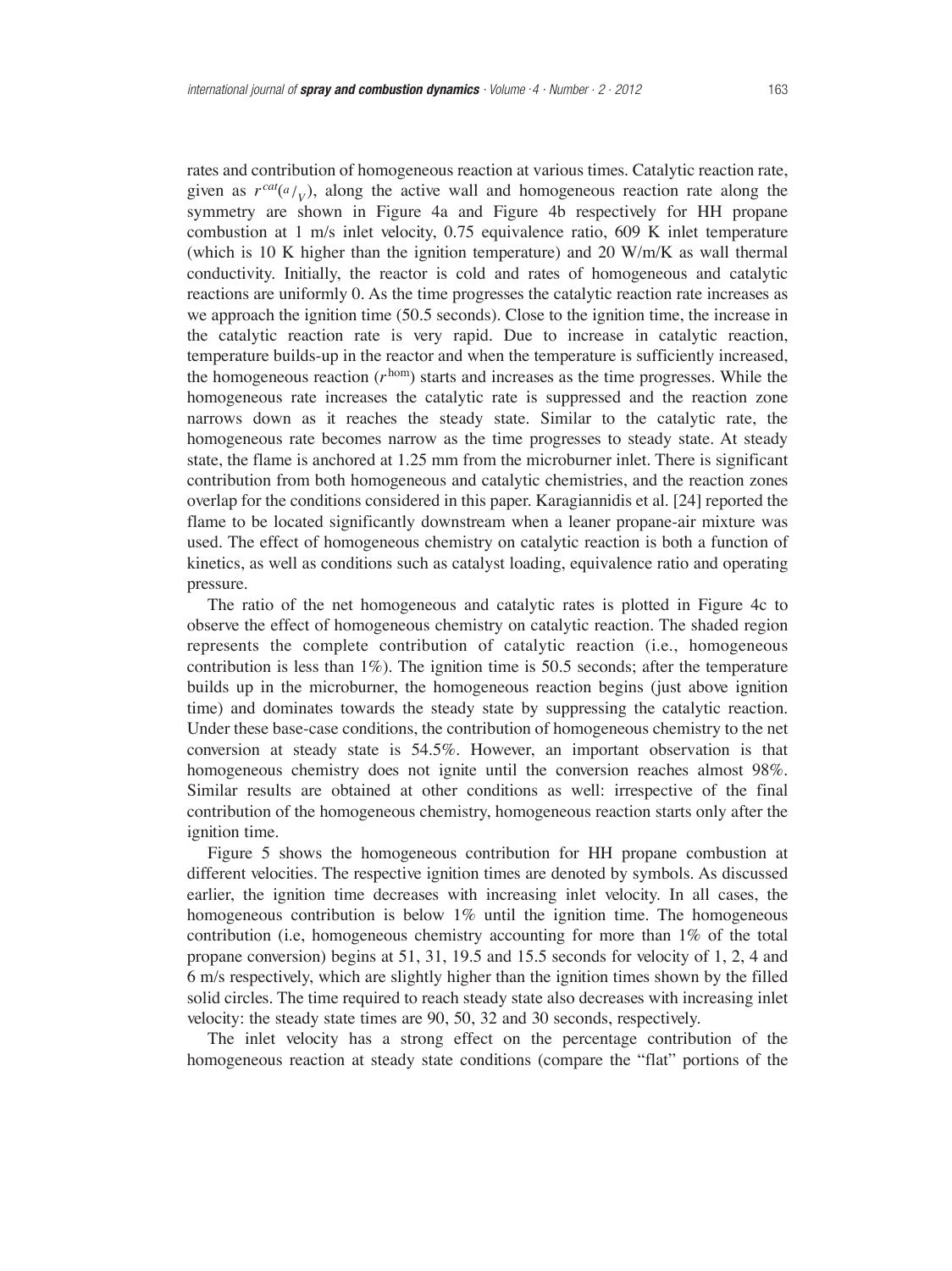rates and contribution of homogeneous reaction at various times. Catalytic reaction rate, given as $r^{cat}(a/_V)$, along the active wall and homogeneous reaction rate along the symmetry are shown in Figure 4a and Figure 4b respectively for HH propane combustion at 1 m/s inlet velocity, 0.75 equivalence ratio, 609 K inlet temperature (which is 10 K higher than the ignition temperature) and 20 W/m/K as wall thermal conductivity. Initially, the reactor is cold and rates of homogeneous and catalytic reactions are uniformly 0. As the time progresses the catalytic reaction rate increases as we approach the ignition time (50.5 seconds). Close to the ignition time, the increase in the catalytic reaction rate is very rapid. Due to increase in catalytic reaction, temperature builds-up in the reactor and when the temperature is sufficiently increased, the homogeneous reaction ($r^{\text{hom}}$) starts and increases as the time progresses. While the homogeneous rate increases the catalytic rate is suppressed and the reaction zone narrows down as it reaches the steady state. Similar to the catalytic rate, the homogeneous rate becomes narrow as the time progresses to steady state. At steady state, the flame is anchored at 1.25 mm from the microburner inlet. There is significant contribution from both homogeneous and catalytic chemistries, and the reaction zones overlap for the conditions considered in this paper. Karagiannidis et al. [24] reported the flame to be located significantly downstream when a leaner propane-air mixture was used. The effect of homogeneous chemistry on catalytic reaction is both a function of kinetics, as well as conditions such as catalyst loading, equivalence ratio and operating pressure.

The ratio of the net homogeneous and catalytic rates is plotted in Figure 4c to observe the effect of homogeneous chemistry on catalytic reaction. The shaded region represents the complete contribution of catalytic reaction (i.e., homogeneous contribution is less than 1%). The ignition time is 50.5 seconds; after the temperature builds up in the microburner, the homogeneous reaction begins (just above ignition time) and dominates towards the steady state by suppressing the catalytic reaction. Under these base-case conditions, the contribution of homogeneous chemistry to the net conversion at steady state is 54.5%. However, an important observation is that homogeneous chemistry does not ignite until the conversion reaches almost 98%. Similar results are obtained at other conditions as well: irrespective of the final contribution of the homogeneous chemistry, homogeneous reaction starts only after the ignition time.

Figure 5 shows the homogeneous contribution for HH propane combustion at different velocities. The respective ignition times are denoted by symbols. As discussed earlier, the ignition time decreases with increasing inlet velocity. In all cases, the homogeneous contribution is below 1% until the ignition time. The homogeneous contribution (i.e, homogeneous chemistry accounting for more than 1% of the total propane conversion) begins at 51, 31, 19.5 and 15.5 seconds for velocity of 1, 2, 4 and 6 m/s respectively, which are slightly higher than the ignition times shown by the filled solid circles. The time required to reach steady state also decreases with increasing inlet velocity: the steady state times are 90, 50, 32 and 30 seconds, respectively.

The inlet velocity has a strong effect on the percentage contribution of the homogeneous reaction at steady state conditions (compare the "flat" portions of the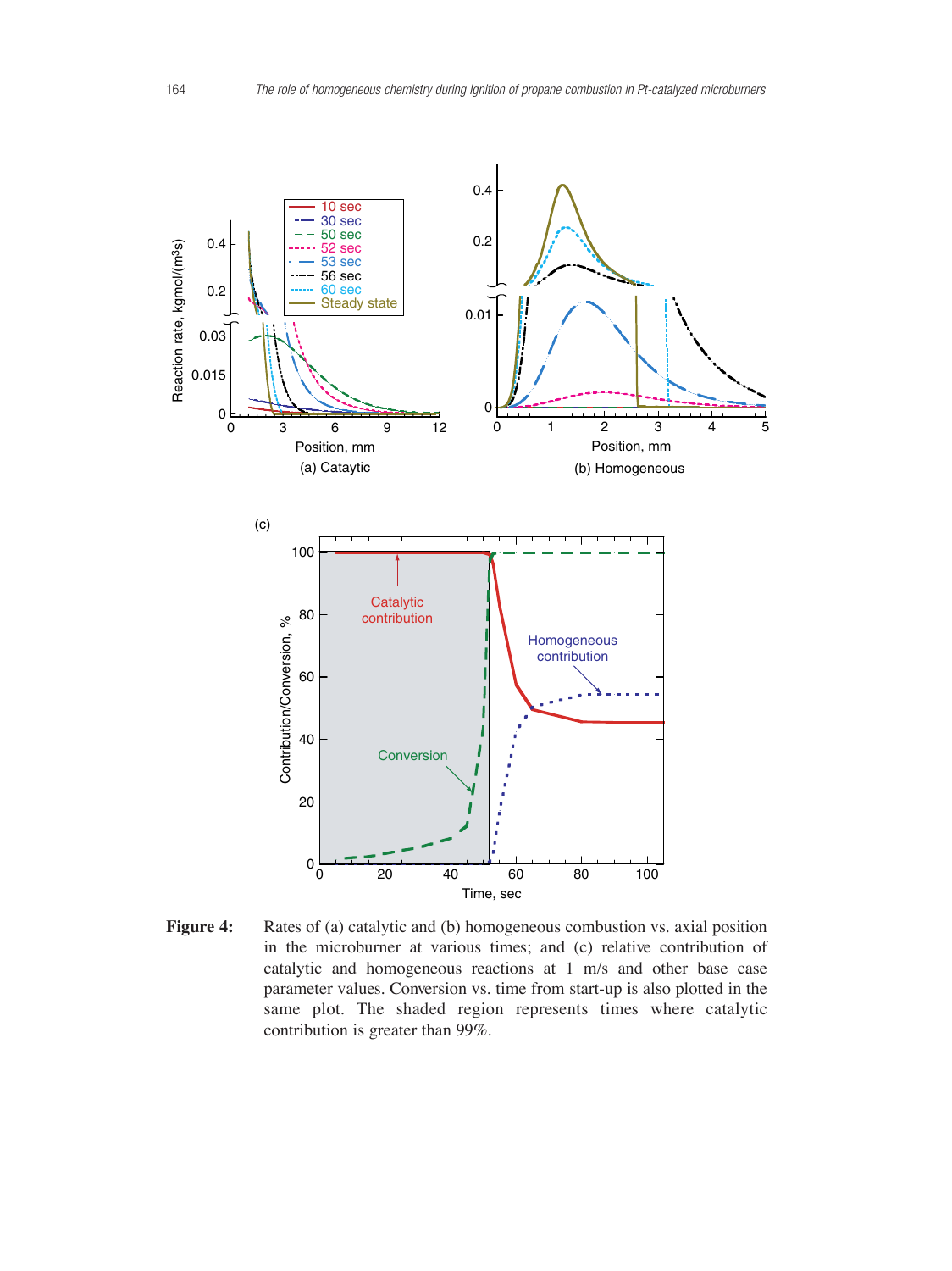Figure 4: Rates of (a) catalytic and (b) homogeneous combustion vs. axial position in the microburner at various times; and (c) relative contribution of catalytic and homogeneous reactions at 1 m/s and other base case parameter values. Conversion vs. time from start-up is also plotted in the same plot. The shaded region represents times where catalytic contribution is greater than 99%.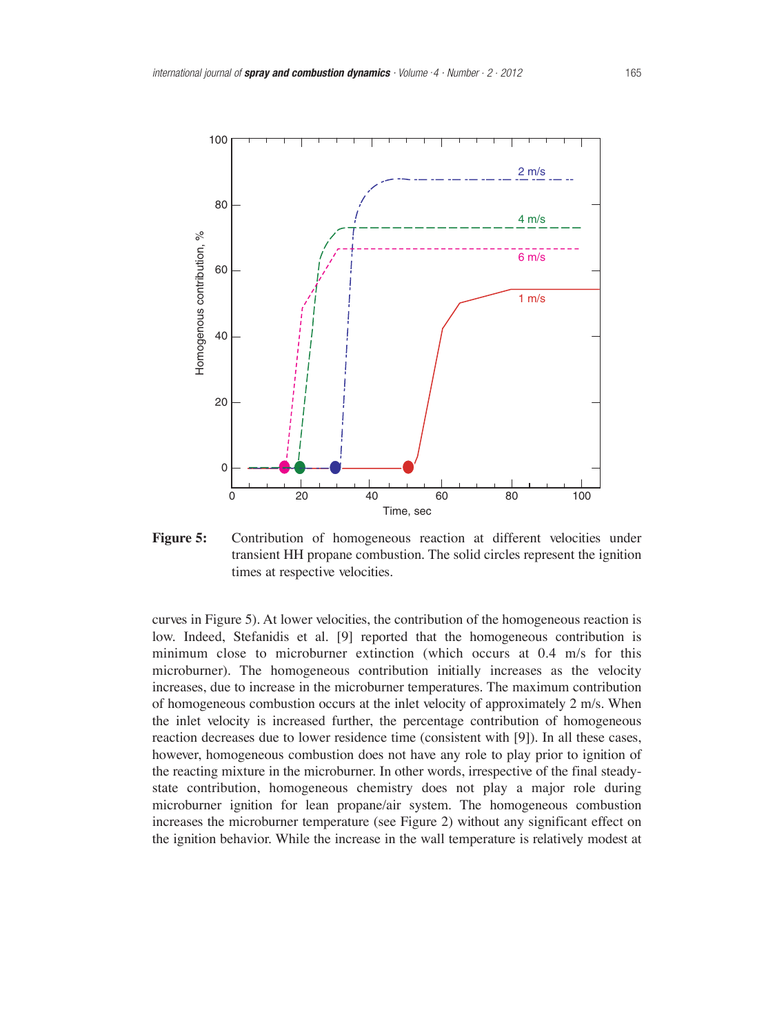**Figure 5:** Contribution of homogeneous reaction at different velocities under transient HH propane combustion. The solid circles represent the ignition times at respective velocities.

curves in Figure 5). At lower velocities, the contribution of the homogeneous reaction is low. Indeed, Stefanidis et al. [9] reported that the homogeneous contribution is minimum close to microburner extinction (which occurs at 0.4 m/s for this microburner). The homogeneous contribution initially increases as the velocity increases, due to increase in the microburner temperatures. The maximum contribution of homogeneous combustion occurs at the inlet velocity of approximately 2 m/s. When the inlet velocity is increased further, the percentage contribution of homogeneous reaction decreases due to lower residence time (consistent with [9]). In all these cases, however, homogeneous combustion does not have any role to play prior to ignition of the reacting mixture in the microburner. In other words, irrespective of the final steady-state contribution, homogeneous chemistry does not play a major role during microburner ignition for lean propane/air system. The homogeneous combustion increases the microburner temperature (see Figure 2) without any significant effect on the ignition behavior. While the increase in the wall temperature is relatively modest at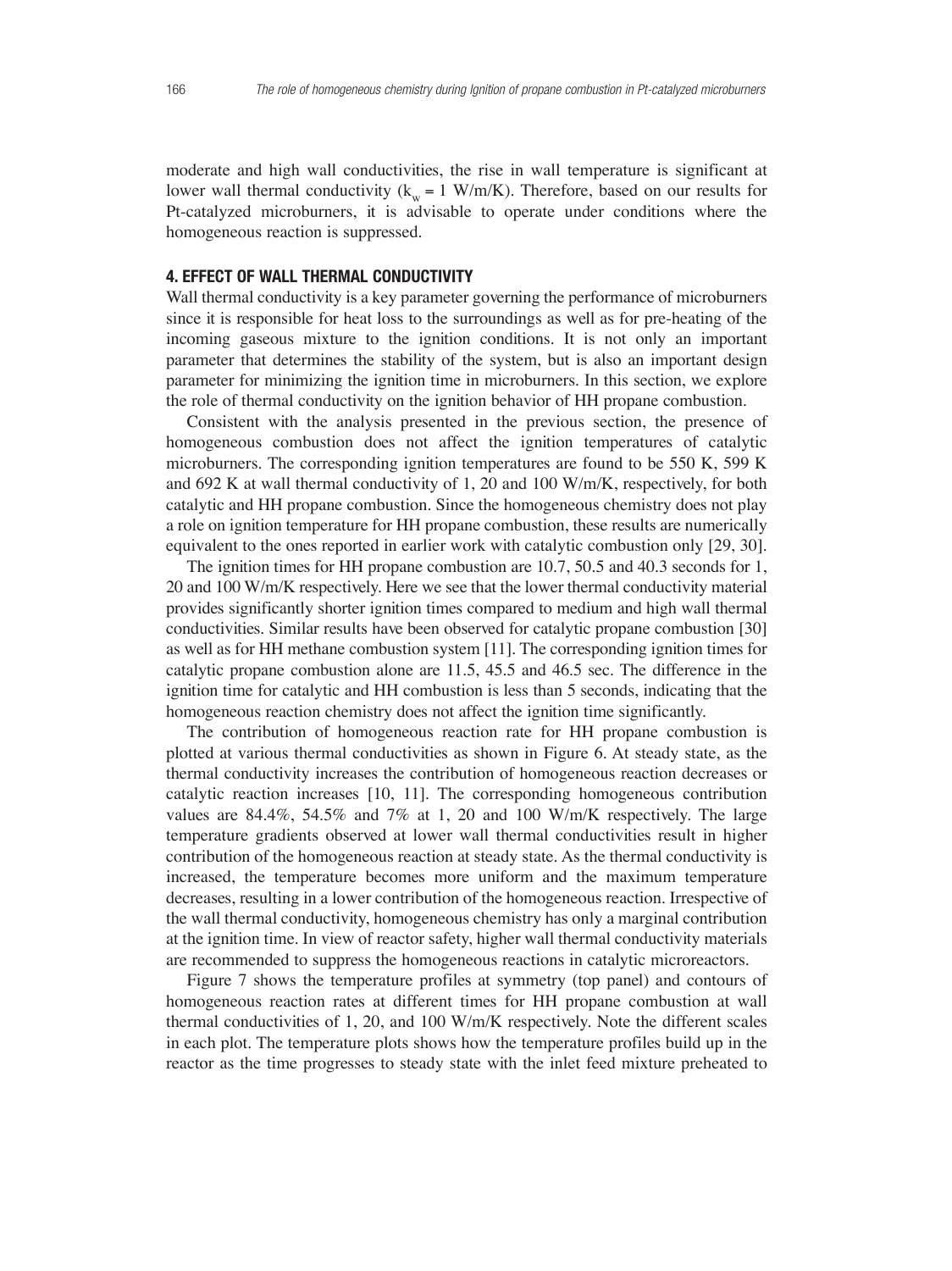moderate and high wall conductivities, the rise in wall temperature is significant at lower wall thermal conductivity ($k_w = 1$ W/m/K). Therefore, based on our results for Pt-catalyzed microburners, it is advisable to operate under conditions where the homogeneous reaction is suppressed.

## 4. EFFECT OF WALL THERMAL CONDUCTIVITY

Wall thermal conductivity is a key parameter governing the performance of microburners since it is responsible for heat loss to the surroundings as well as for pre-heating of the incoming gaseous mixture to the ignition conditions. It is not only an important parameter that determines the stability of the system, but is also an important design parameter for minimizing the ignition time in microburners. In this section, we explore the role of thermal conductivity on the ignition behavior of HH propane combustion.

Consistent with the analysis presented in the previous section, the presence of homogeneous combustion does not affect the ignition temperatures of catalytic microburners. The corresponding ignition temperatures are found to be 550 K, 599 K and 692 K at wall thermal conductivity of 1, 20 and 100 W/m/K, respectively, for both catalytic and HH propane combustion. Since the homogeneous chemistry does not play a role on ignition temperature for HH propane combustion, these results are numerically equivalent to the ones reported in earlier work with catalytic combustion only [29, 30].

The ignition times for HH propane combustion are 10.7, 50.5 and 40.3 seconds for 1, 20 and 100 W/m/K respectively. Here we see that the lower thermal conductivity material provides significantly shorter ignition times compared to medium and high wall thermal conductivities. Similar results have been observed for catalytic propane combustion [30] as well as for HH methane combustion system [11]. The corresponding ignition times for catalytic propane combustion alone are 11.5, 45.5 and 46.5 sec. The difference in the ignition time for catalytic and HH combustion is less than 5 seconds, indicating that the homogeneous reaction chemistry does not affect the ignition time significantly.

The contribution of homogeneous reaction rate for HH propane combustion is plotted at various thermal conductivities as shown in Figure 6. At steady state, as the thermal conductivity increases the contribution of homogeneous reaction decreases or catalytic reaction increases [10, 11]. The corresponding homogeneous contribution values are 84.4%, 54.5% and 7% at 1, 20 and 100 W/m/K respectively. The large temperature gradients observed at lower wall thermal conductivities result in higher contribution of the homogeneous reaction at steady state. As the thermal conductivity is increased, the temperature becomes more uniform and the maximum temperature decreases, resulting in a lower contribution of the homogeneous reaction. Irrespective of the wall thermal conductivity, homogeneous chemistry has only a marginal contribution at the ignition time. In view of reactor safety, higher wall thermal conductivity materials are recommended to suppress the homogeneous reactions in catalytic microreactors.

Figure 7 shows the temperature profiles at symmetry (top panel) and contours of homogeneous reaction rates at different times for HH propane combustion at wall thermal conductivities of 1, 20, and 100 W/m/K respectively. Note the different scales in each plot. The temperature plots shows how the temperature profiles build up in the reactor as the time progresses to steady state with the inlet feed mixture preheated to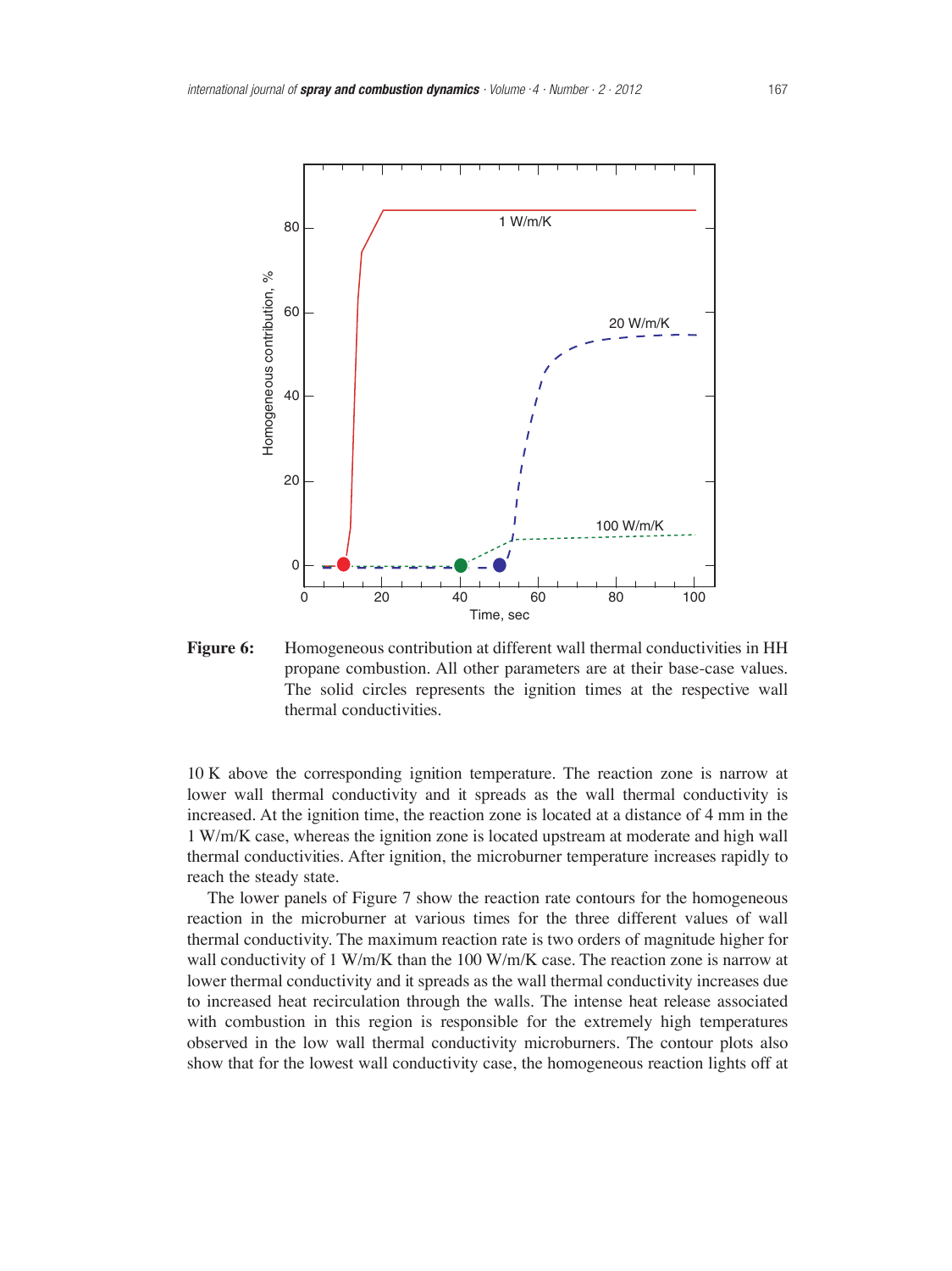**Figure 6:** Homogeneous contribution at different wall thermal conductivities in HH propane combustion. All other parameters are at their base-case values. The solid circles represents the ignition times at the respective wall thermal conductivities.

10 K above the corresponding ignition temperature. The reaction zone is narrow at lower wall thermal conductivity and it spreads as the wall thermal conductivity is increased. At the ignition time, the reaction zone is located at a distance of 4 mm in the 1 W/m/K case, whereas the ignition zone is located upstream at moderate and high wall thermal conductivities. After ignition, the microburner temperature increases rapidly to reach the steady state.

The lower panels of Figure 7 show the reaction rate contours for the homogeneous reaction in the microburner at various times for the three different values of wall thermal conductivity. The maximum reaction rate is two orders of magnitude higher for wall conductivity of 1 W/m/K than the 100 W/m/K case. The reaction zone is narrow at lower thermal conductivity and it spreads as the wall thermal conductivity increases due to increased heat recirculation through the walls. The intense heat release associated with combustion in this region is responsible for the extremely high temperatures observed in the low wall thermal conductivity microburners. The contour plots also show that for the lowest wall conductivity case, the homogeneous reaction lights off at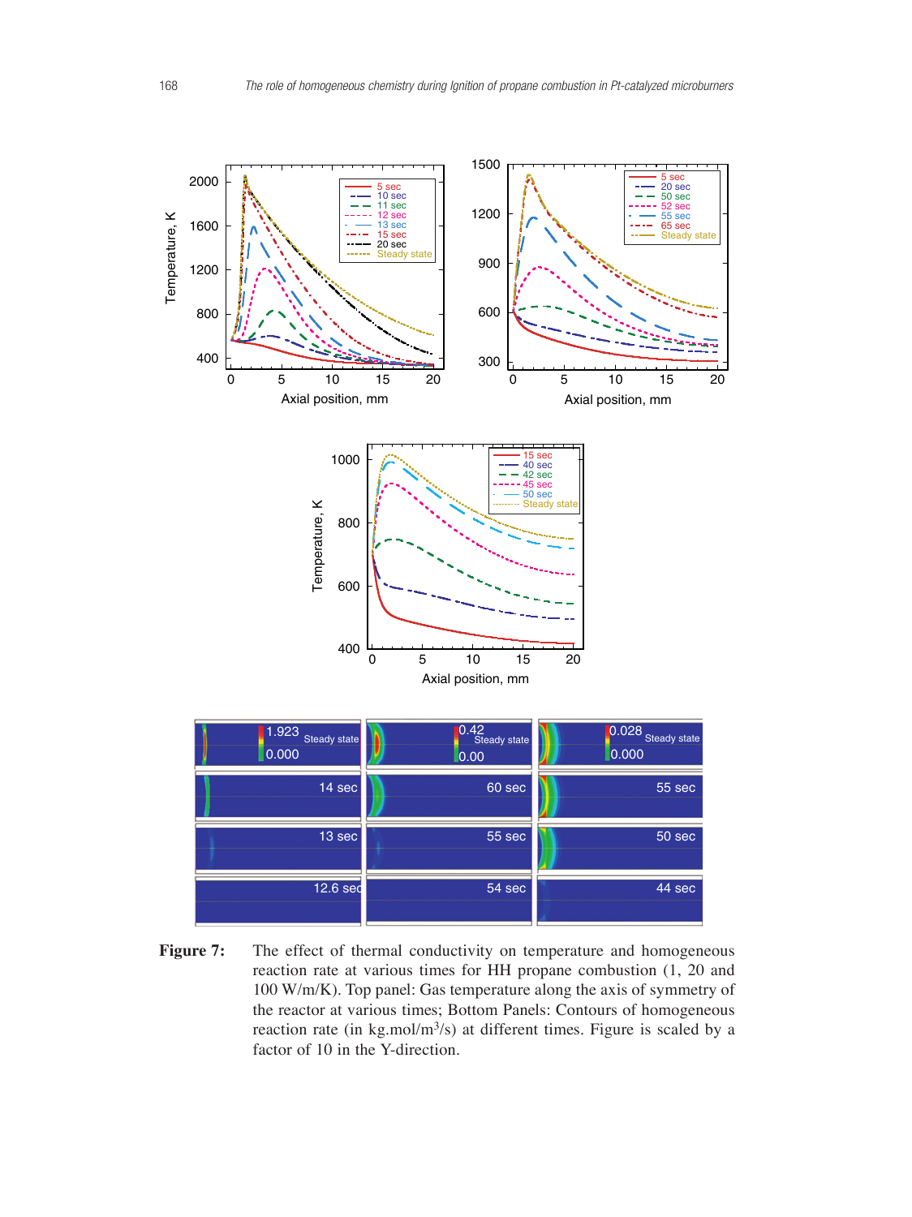**Figure 7:** The effect of thermal conductivity on temperature and homogeneous reaction rate at various times for HH propane combustion (1, 20 and 100 W/m/K). Top panel: Gas temperature along the axis of symmetry of the reactor at various times; Bottom Panels: Contours of homogeneous reaction rate (in kg.mol/$m^3$/s) at different times. Figure is scaled by a factor of 10 in the Y-direction.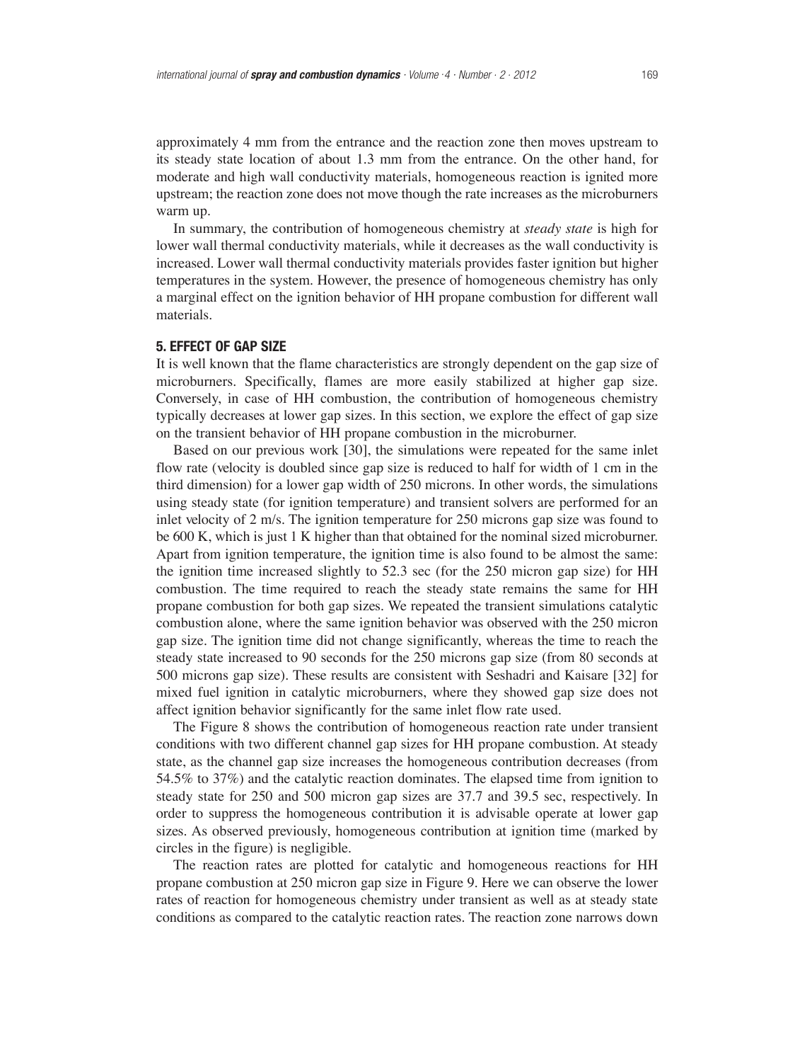approximately 4 mm from the entrance and the reaction zone then moves upstream to its steady state location of about 1.3 mm from the entrance. On the other hand, for moderate and high wall conductivity materials, homogeneous reaction is ignited more upstream; the reaction zone does not move though the rate increases as the microburners warm up.

In summary, the contribution of homogeneous chemistry at *steady state* is high for lower wall thermal conductivity materials, while it decreases as the wall conductivity is increased. Lower wall thermal conductivity materials provides faster ignition but higher temperatures in the system. However, the presence of homogeneous chemistry has only a marginal effect on the ignition behavior of HH propane combustion for different wall materials.

## 5. EFFECT OF GAP SIZE

It is well known that the flame characteristics are strongly dependent on the gap size of microburners. Specifically, flames are more easily stabilized at higher gap size. Conversely, in case of HH combustion, the contribution of homogeneous chemistry typically decreases at lower gap sizes. In this section, we explore the effect of gap size on the transient behavior of HH propane combustion in the microburner.

Based on our previous work [30], the simulations were repeated for the same inlet flow rate (velocity is doubled since gap size is reduced to half for width of 1 cm in the third dimension) for a lower gap width of 250 microns. In other words, the simulations using steady state (for ignition temperature) and transient solvers are performed for an inlet velocity of 2 m/s. The ignition temperature for 250 microns gap size was found to be 600 K, which is just 1 K higher than that obtained for the nominal sized microburner. Apart from ignition temperature, the ignition time is also found to be almost the same: the ignition time increased slightly to 52.3 sec (for the 250 micron gap size) for HH combustion. The time required to reach the steady state remains the same for HH propane combustion for both gap sizes. We repeated the transient simulations catalytic combustion alone, where the same ignition behavior was observed with the 250 micron gap size. The ignition time did not change significantly, whereas the time to reach the steady state increased to 90 seconds for the 250 microns gap size (from 80 seconds at 500 microns gap size). These results are consistent with Seshadri and Kaisare [32] for mixed fuel ignition in catalytic microburners, where they showed gap size does not affect ignition behavior significantly for the same inlet flow rate used.

The Figure 8 shows the contribution of homogeneous reaction rate under transient conditions with two different channel gap sizes for HH propane combustion. At steady state, as the channel gap size increases the homogeneous contribution decreases (from 54.5% to 37%) and the catalytic reaction dominates. The elapsed time from ignition to steady state for 250 and 500 micron gap sizes are 37.7 and 39.5 sec, respectively. In order to suppress the homogeneous contribution it is advisable operate at lower gap sizes. As observed previously, homogeneous contribution at ignition time (marked by circles in the figure) is negligible.

The reaction rates are plotted for catalytic and homogeneous reactions for HH propane combustion at 250 micron gap size in Figure 9. Here we can observe the lower rates of reaction for homogeneous chemistry under transient as well as at steady state conditions as compared to the catalytic reaction rates. The reaction zone narrows down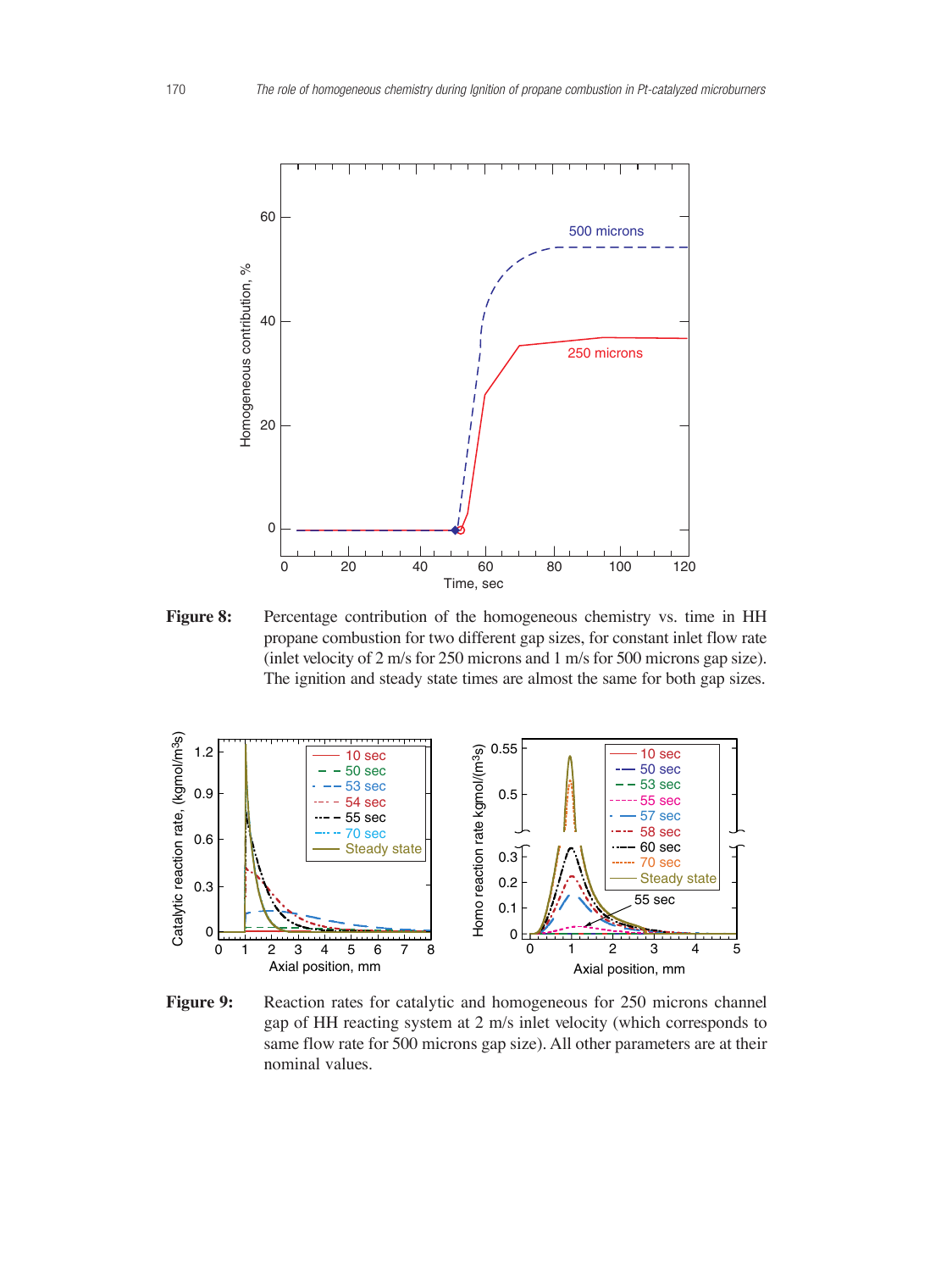**Figure 8:** Percentage contribution of the homogeneous chemistry vs. time in HH propane combustion for two different gap sizes, for constant inlet flow rate (inlet velocity of 2 m/s for 250 microns and 1 m/s for 500 microns gap size). The ignition and steady state times are almost the same for both gap sizes.

**Figure 9:** Reaction rates for catalytic and homogeneous for 250 microns channel gap of HH reacting system at 2 m/s inlet velocity (which corresponds to same flow rate for 500 microns gap size). All other parameters are at their nominal values.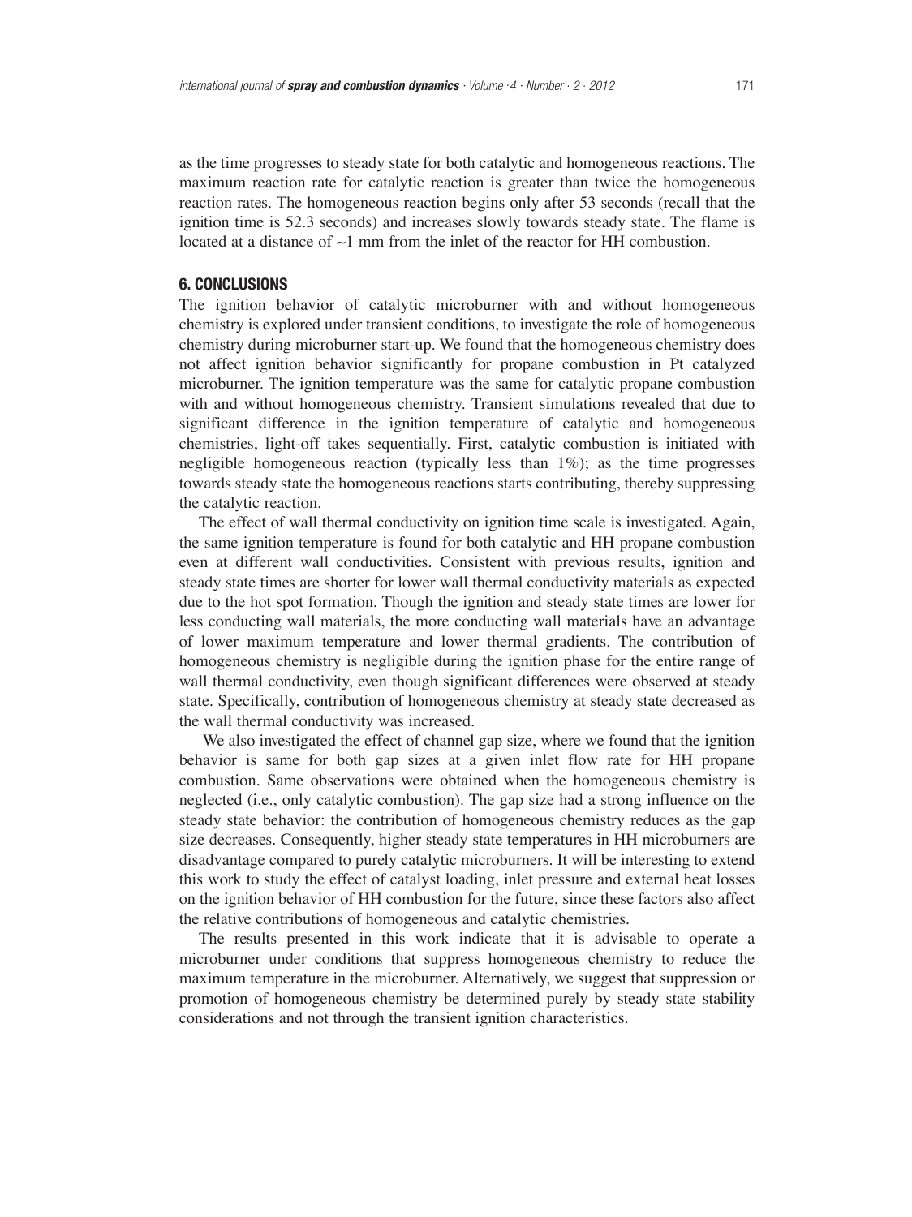as the time progresses to steady state for both catalytic and homogeneous reactions. The maximum reaction rate for catalytic reaction is greater than twice the homogeneous reaction rates. The homogeneous reaction begins only after 53 seconds (recall that the ignition time is 52.3 seconds) and increases slowly towards steady state. The flame is located at a distance of ~1 mm from the inlet of the reactor for HH combustion.

## 6. CONCLUSIONS

The ignition behavior of catalytic microburner with and without homogeneous chemistry is explored under transient conditions, to investigate the role of homogeneous chemistry during microburner start-up. We found that the homogeneous chemistry does not affect ignition behavior significantly for propane combustion in Pt catalyzed microburner. The ignition temperature was the same for catalytic propane combustion with and without homogeneous chemistry. Transient simulations revealed that due to significant difference in the ignition temperature of catalytic and homogeneous chemistries, light-off takes sequentially. First, catalytic combustion is initiated with negligible homogeneous reaction (typically less than 1%); as the time progresses towards steady state the homogeneous reactions starts contributing, thereby suppressing the catalytic reaction.

The effect of wall thermal conductivity on ignition time scale is investigated. Again, the same ignition temperature is found for both catalytic and HH propane combustion even at different wall conductivities. Consistent with previous results, ignition and steady state times are shorter for lower wall thermal conductivity materials as expected due to the hot spot formation. Though the ignition and steady state times are lower for less conducting wall materials, the more conducting wall materials have an advantage of lower maximum temperature and lower thermal gradients. The contribution of homogeneous chemistry is negligible during the ignition phase for the entire range of wall thermal conductivity, even though significant differences were observed at steady state. Specifically, contribution of homogeneous chemistry at steady state decreased as the wall thermal conductivity was increased.

We also investigated the effect of channel gap size, where we found that the ignition behavior is same for both gap sizes at a given inlet flow rate for HH propane combustion. Same observations were obtained when the homogeneous chemistry is neglected (i.e., only catalytic combustion). The gap size had a strong influence on the steady state behavior: the contribution of homogeneous chemistry reduces as the gap size decreases. Consequently, higher steady state temperatures in HH microburners are disadvantage compared to purely catalytic microburners. It will be interesting to extend this work to study the effect of catalyst loading, inlet pressure and external heat losses on the ignition behavior of HH combustion for the future, since these factors also affect the relative contributions of homogeneous and catalytic chemistries.

The results presented in this work indicate that it is advisable to operate a microburner under conditions that suppress homogeneous chemistry to reduce the maximum temperature in the microburner. Alternatively, we suggest that suppression or promotion of homogeneous chemistry be determined purely by steady state stability considerations and not through the transient ignition characteristics.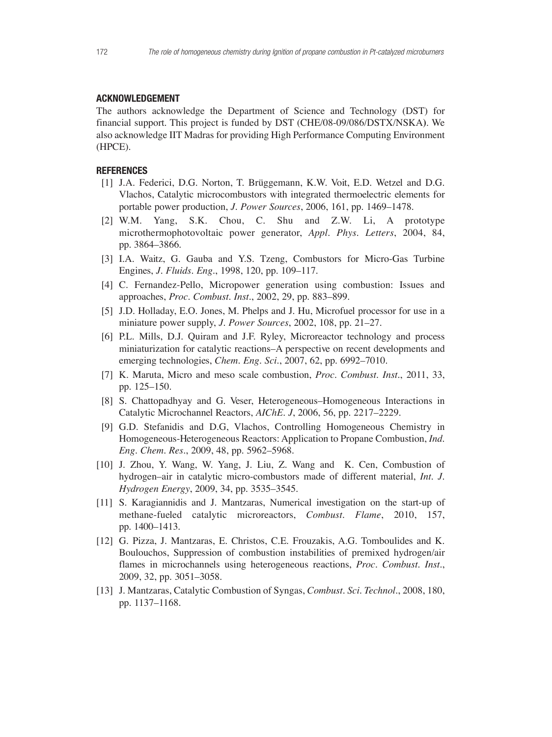## ACKNOWLEDGEMENT

The authors acknowledge the Department of Science and Technology (DST) for financial support. This project is funded by DST (CHE/08-09/086/DSTX/NSKA). We also acknowledge IIT Madras for providing High Performance Computing Environment (HPCE).

## REFERENCES

[1] J.A. Federici, D.G. Norton, T. Brüggemann, K.W. Voit, E.D. Wetzel and D.G. Vlachos, Catalytic microcombustors with integrated thermoelectric elements for portable power production, *J. Power Sources*, 2006, 161, pp. 1469–1478.

[2] W.M. Yang, S.K. Chou, C. Shu and Z.W. Li, A prototype microthermophotovoltaic power generator, *Appl. Phys. Letters*, 2004, 84, pp. 3864–3866.

[3] I.A. Waitz, G. Gauba and Y.S. Tzeng, Combustors for Micro-Gas Turbine Engines, *J. Fluids. Eng.*, 1998, 120, pp. 109–117.

[4] C. Fernandez-Pello, Micropower generation using combustion: Issues and approaches, *Proc. Combust. Inst.*, 2002, 29, pp. 883–899.

[5] J.D. Holladay, E.O. Jones, M. Phelps and J. Hu, Microfuel processor for use in a miniature power supply, *J. Power Sources*, 2002, 108, pp. 21–27.

[6] P.L. Mills, D.J. Quiram and J.F. Ryley, Microreactor technology and process miniaturization for catalytic reactions–A perspective on recent developments and emerging technologies, *Chem. Eng. Sci.*, 2007, 62, pp. 6992–7010.

[7] K. Maruta, Micro and meso scale combustion, *Proc. Combust. Inst.*, 2011, 33, pp. 125–150.

[8] S. Chattopadhyay and G. Veser, Heterogeneous–Homogeneous Interactions in Catalytic Microchannel Reactors, *AIChE. J*, 2006, 56, pp. 2217–2229.

[9] G.D. Stefanidis and D.G, Vlachos, Controlling Homogeneous Chemistry in Homogeneous-Heterogeneous Reactors: Application to Propane Combustion, *Ind. Eng. Chem. Res.*, 2009, 48, pp. 5962–5968.

[10] J. Zhou, Y. Wang, W. Yang, J. Liu, Z. Wang and K. Cen, Combustion of hydrogen–air in catalytic micro-combustors made of different material, *Int. J. Hydrogen Energy*, 2009, 34, pp. 3535–3545.

[11] S. Karagiannidis and J. Mantzaras, Numerical investigation on the start-up of methane-fueled catalytic microreactors, *Combust. Flame*, 2010, 157, pp. 1400–1413.

[12] G. Pizza, J. Mantzaras, E. Christos, C.E. Frouzakis, A.G. Tomboulides and K. Boulouchos, Suppression of combustion instabilities of premixed hydrogen/air flames in microchannels using heterogeneous reactions, *Proc. Combust. Inst.*, 2009, 32, pp. 3051–3058.

[13] J. Mantzaras, Catalytic Combustion of Syngas, *Combust. Sci. Technol.*, 2008, 180, pp. 1137–1168.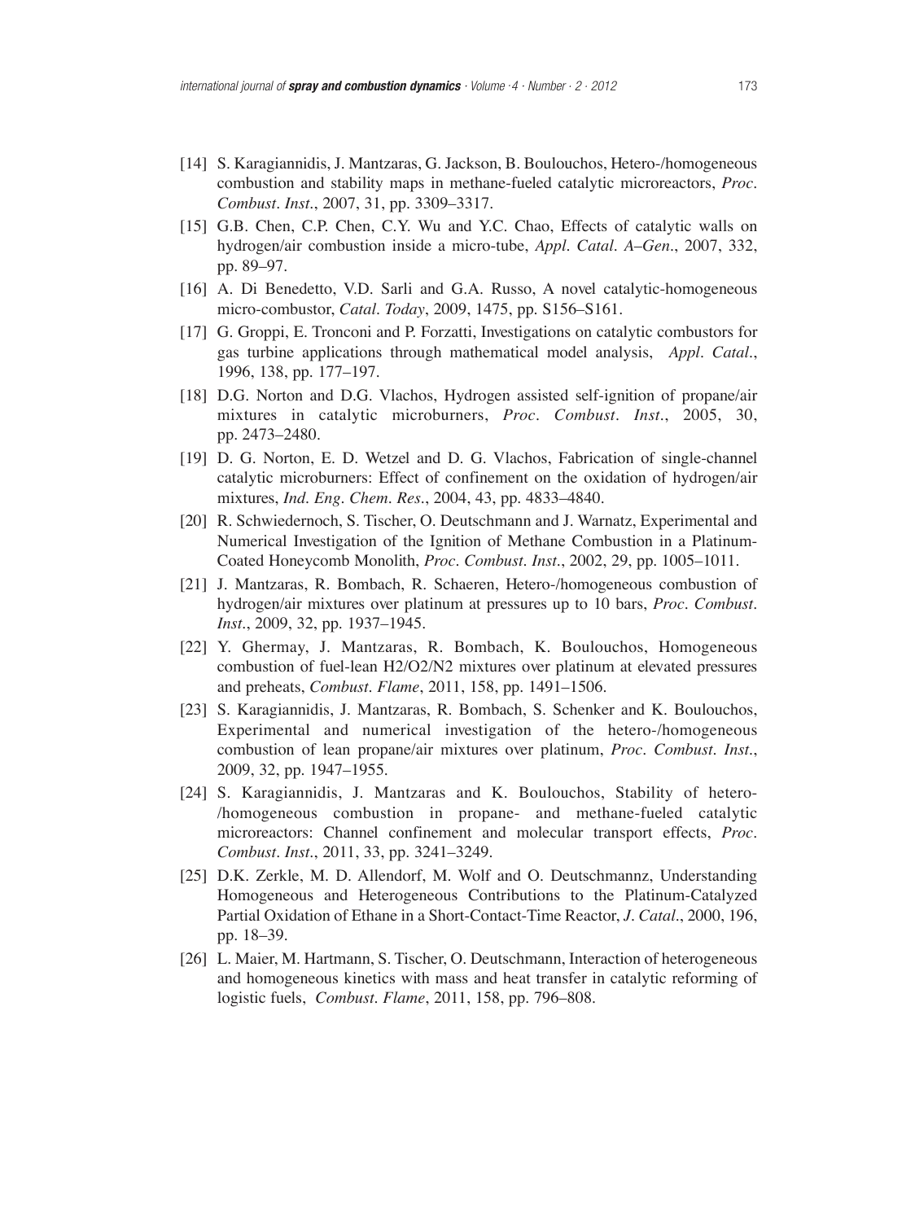[14] S. Karagiannidis, J. Mantzaras, G. Jackson, B. Boulouchos, Hetero-/homogeneous combustion and stability maps in methane-fueled catalytic microreactors, *Proc. Combust. Inst.*, 2007, 31, pp. 3309–3317.

[15] G.B. Chen, C.P. Chen, C.Y. Wu and Y.C. Chao, Effects of catalytic walls on hydrogen/air combustion inside a micro-tube, *Appl. Catal. A–Gen.*, 2007, 332, pp. 89–97.

[16] A. Di Benedetto, V.D. Sarli and G.A. Russo, A novel catalytic-homogeneous micro-combustor, *Catal. Today*, 2009, 1475, pp. S156–S161.

[17] G. Groppi, E. Tronconi and P. Forzatti, Investigations on catalytic combustors for gas turbine applications through mathematical model analysis, *Appl. Catal.*, 1996, 138, pp. 177–197.

[18] D.G. Norton and D.G. Vlachos, Hydrogen assisted self-ignition of propane/air mixtures in catalytic microburners, *Proc. Combust. Inst.*, 2005, 30, pp. 2473–2480.

[19] D. G. Norton, E. D. Wetzel and D. G. Vlachos, Fabrication of single-channel catalytic microburners: Effect of confinement on the oxidation of hydrogen/air mixtures, *Ind. Eng. Chem. Res.*, 2004, 43, pp. 4833–4840.

[20] R. Schwiedernoch, S. Tischer, O. Deutschmann and J. Warnatz, Experimental and Numerical Investigation of the Ignition of Methane Combustion in a Platinum-Coated Honeycomb Monolith, *Proc. Combust. Inst.*, 2002, 29, pp. 1005–1011.

[21] J. Mantzaras, R. Bombach, R. Schaeren, Hetero-/homogeneous combustion of hydrogen/air mixtures over platinum at pressures up to 10 bars, *Proc. Combust. Inst.*, 2009, 32, pp. 1937–1945.

[22] Y. Ghermay, J. Mantzaras, R. Bombach, K. Boulouchos, Homogeneous combustion of fuel-lean H2/O2/N2 mixtures over platinum at elevated pressures and preheats, *Combust. Flame*, 2011, 158, pp. 1491–1506.

[23] S. Karagiannidis, J. Mantzaras, R. Bombach, S. Schenker and K. Boulouchos, Experimental and numerical investigation of the hetero-/homogeneous combustion of lean propane/air mixtures over platinum, *Proc. Combust. Inst.*, 2009, 32, pp. 1947–1955.

[24] S. Karagiannidis, J. Mantzaras and K. Boulouchos, Stability of hetero-/homogeneous combustion in propane- and methane-fueled catalytic microreactors: Channel confinement and molecular transport effects, *Proc. Combust. Inst.*, 2011, 33, pp. 3241–3249.

[25] D.K. Zerkle, M. D. Allendorf, M. Wolf and O. Deutschmannz, Understanding Homogeneous and Heterogeneous Contributions to the Platinum-Catalyzed Partial Oxidation of Ethane in a Short-Contact-Time Reactor, *J. Catal.*, 2000, 196, pp. 18–39.

[26] L. Maier, M. Hartmann, S. Tischer, O. Deutschmann, Interaction of heterogeneous and homogeneous kinetics with mass and heat transfer in catalytic reforming of logistic fuels, *Combust. Flame*, 2011, 158, pp. 796–808.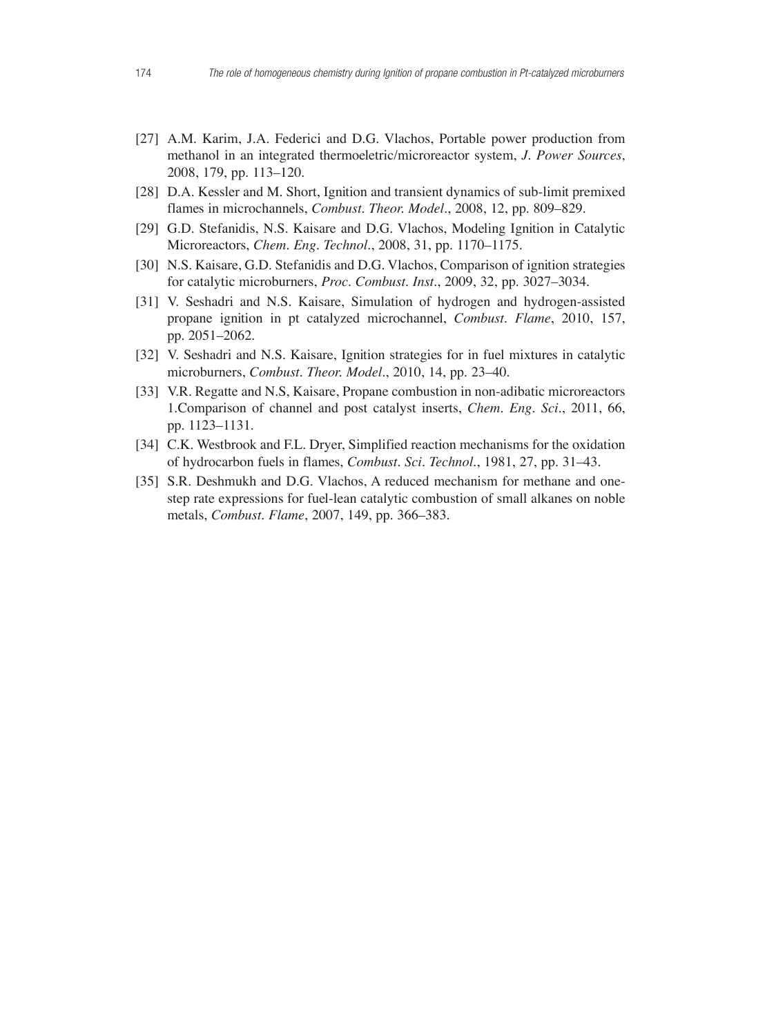[27] A.M. Karim, J.A. Federici and D.G. Vlachos, Portable power production from methanol in an integrated thermoeletric/microreactor system, *J. Power Sources*, 2008, 179, pp. 113–120.

[28] D.A. Kessler and M. Short, Ignition and transient dynamics of sub-limit premixed flames in microchannels, *Combust. Theor. Model.*, 2008, 12, pp. 809–829.

[29] G.D. Stefanidis, N.S. Kaisare and D.G. Vlachos, Modeling Ignition in Catalytic Microreactors, *Chem. Eng. Technol.*, 2008, 31, pp. 1170–1175.

[30] N.S. Kaisare, G.D. Stefanidis and D.G. Vlachos, Comparison of ignition strategies for catalytic microburners, *Proc. Combust. Inst.*, 2009, 32, pp. 3027–3034.

[31] V. Seshadri and N.S. Kaisare, Simulation of hydrogen and hydrogen-assisted propane ignition in pt catalyzed microchannel, *Combust. Flame*, 2010, 157, pp. 2051–2062.

[32] V. Seshadri and N.S. Kaisare, Ignition strategies for in fuel mixtures in catalytic microburners, *Combust. Theor. Model.*, 2010, 14, pp. 23–40.

[33] V.R. Regatte and N.S, Kaisare, Propane combustion in non-adibatic microreactors 1.Comparison of channel and post catalyst inserts, *Chem. Eng. Sci.*, 2011, 66, pp. 1123–1131.

[34] C.K. Westbrook and F.L. Dryer, Simplified reaction mechanisms for the oxidation of hydrocarbon fuels in flames, *Combust. Sci. Technol.*, 1981, 27, pp. 31–43.

[35] S.R. Deshmukh and D.G. Vlachos, A reduced mechanism for methane and one-step rate expressions for fuel-lean catalytic combustion of small alkanes on noble metals, *Combust. Flame*, 2007, 149, pp. 366–383.